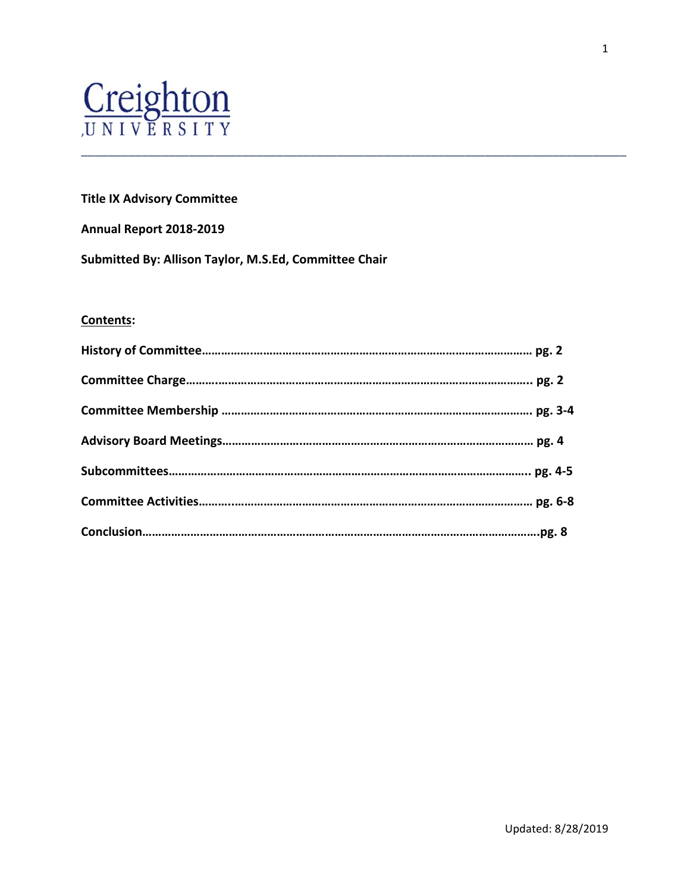Creighton
UNIVERSITY

**Title IX Advisory Committee**

**Annual Report 2018-2019**

**Submitted By: Allison Taylor, M.S.Ed, Committee Chair**

**Contents:**

**History of Committee……………………………………………………………………………………… pg. 2**

**Committee Charge……………………………………………………………………………………………. pg. 2**

**Committee Membership ……………………………………………………………………………………. pg. 3-4**

**Advisory Board Meetings…………………………………………………………………………………… pg. 4**

**Subcommittees…………………………………………………………………………………………………. pg. 4-5**

**Committee Activities…….………………………………………………………………………………… pg. 6-8**

**Conclusion……………………………………………………………………………………………………………pg. 8**

Updated: 8/28/2019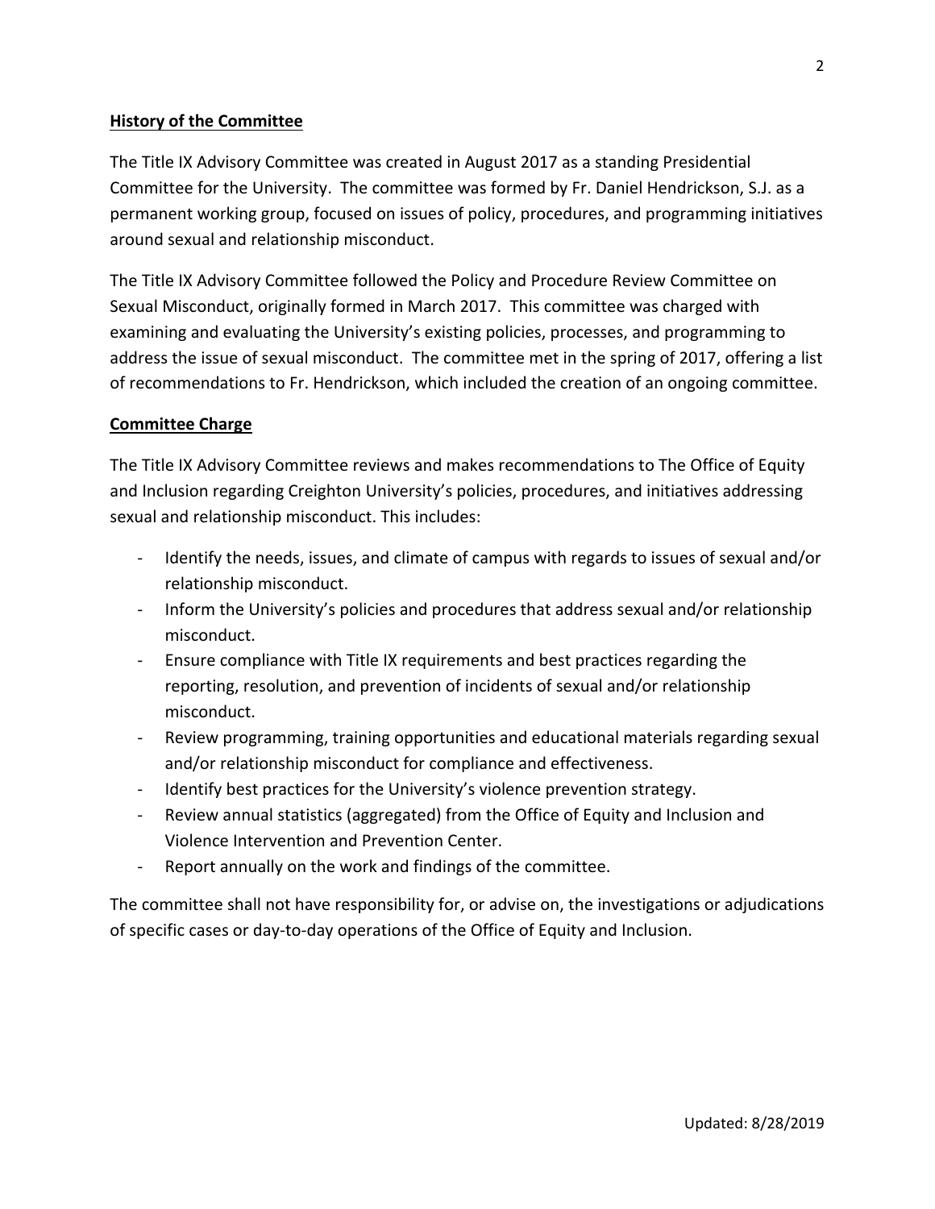## History of the Committee

The Title IX Advisory Committee was created in August 2017 as a standing Presidential Committee for the University. The committee was formed by Fr. Daniel Hendrickson, S.J. as a permanent working group, focused on issues of policy, procedures, and programming initiatives around sexual and relationship misconduct.

The Title IX Advisory Committee followed the Policy and Procedure Review Committee on Sexual Misconduct, originally formed in March 2017. This committee was charged with examining and evaluating the University's existing policies, processes, and programming to address the issue of sexual misconduct. The committee met in the spring of 2017, offering a list of recommendations to Fr. Hendrickson, which included the creation of an ongoing committee.

## Committee Charge

The Title IX Advisory Committee reviews and makes recommendations to The Office of Equity and Inclusion regarding Creighton University's policies, procedures, and initiatives addressing sexual and relationship misconduct. This includes:

- Identify the needs, issues, and climate of campus with regards to issues of sexual and/or relationship misconduct.
- Inform the University's policies and procedures that address sexual and/or relationship misconduct.
- Ensure compliance with Title IX requirements and best practices regarding the reporting, resolution, and prevention of incidents of sexual and/or relationship misconduct.
- Review programming, training opportunities and educational materials regarding sexual and/or relationship misconduct for compliance and effectiveness.
- Identify best practices for the University's violence prevention strategy.
- Review annual statistics (aggregated) from the Office of Equity and Inclusion and Violence Intervention and Prevention Center.
- Report annually on the work and findings of the committee.

The committee shall not have responsibility for, or advise on, the investigations or adjudications of specific cases or day-to-day operations of the Office of Equity and Inclusion.

Updated: 8/28/2019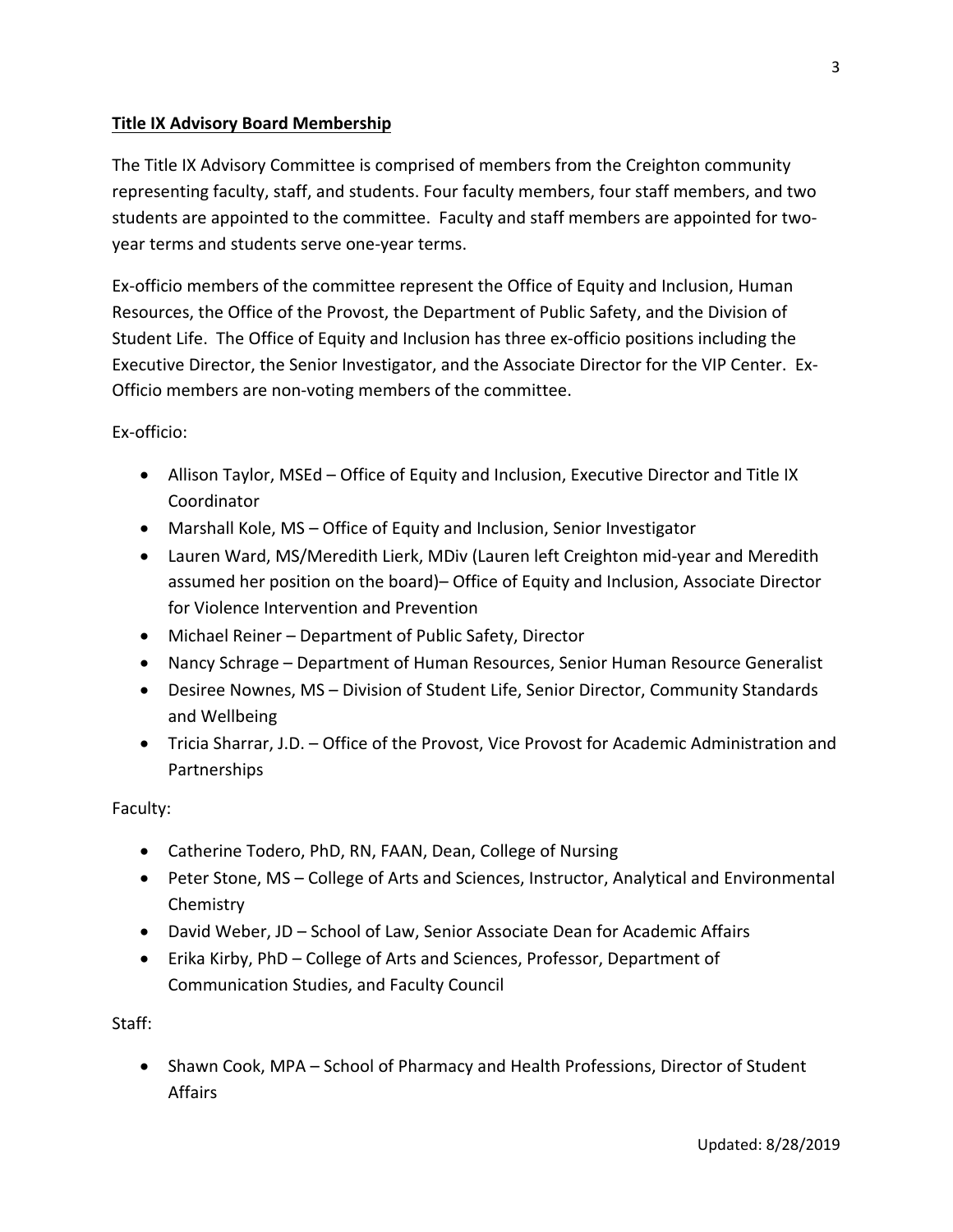## **Title IX Advisory Board Membership**

The Title IX Advisory Committee is comprised of members from the Creighton community representing faculty, staff, and students. Four faculty members, four staff members, and two students are appointed to the committee. Faculty and staff members are appointed for two-year terms and students serve one-year terms.

Ex-officio members of the committee represent the Office of Equity and Inclusion, Human Resources, the Office of the Provost, the Department of Public Safety, and the Division of Student Life. The Office of Equity and Inclusion has three ex-officio positions including the Executive Director, the Senior Investigator, and the Associate Director for the VIP Center. Ex-Officio members are non-voting members of the committee.

Ex-officio:

- Allison Taylor, MSEd – Office of Equity and Inclusion, Executive Director and Title IX Coordinator
- Marshall Kole, MS – Office of Equity and Inclusion, Senior Investigator
- Lauren Ward, MS/Meredith Lierk, MDiv (Lauren left Creighton mid-year and Meredith assumed her position on the board)– Office of Equity and Inclusion, Associate Director for Violence Intervention and Prevention
- Michael Reiner – Department of Public Safety, Director
- Nancy Schrage – Department of Human Resources, Senior Human Resource Generalist
- Desiree Nownes, MS – Division of Student Life, Senior Director, Community Standards and Wellbeing
- Tricia Sharrar, J.D. – Office of the Provost, Vice Provost for Academic Administration and Partnerships

Faculty:

- Catherine Todero, PhD, RN, FAAN, Dean, College of Nursing
- Peter Stone, MS – College of Arts and Sciences, Instructor, Analytical and Environmental Chemistry
- David Weber, JD – School of Law, Senior Associate Dean for Academic Affairs
- Erika Kirby, PhD – College of Arts and Sciences, Professor, Department of Communication Studies, and Faculty Council

Staff:

- Shawn Cook, MPA – School of Pharmacy and Health Professions, Director of Student Affairs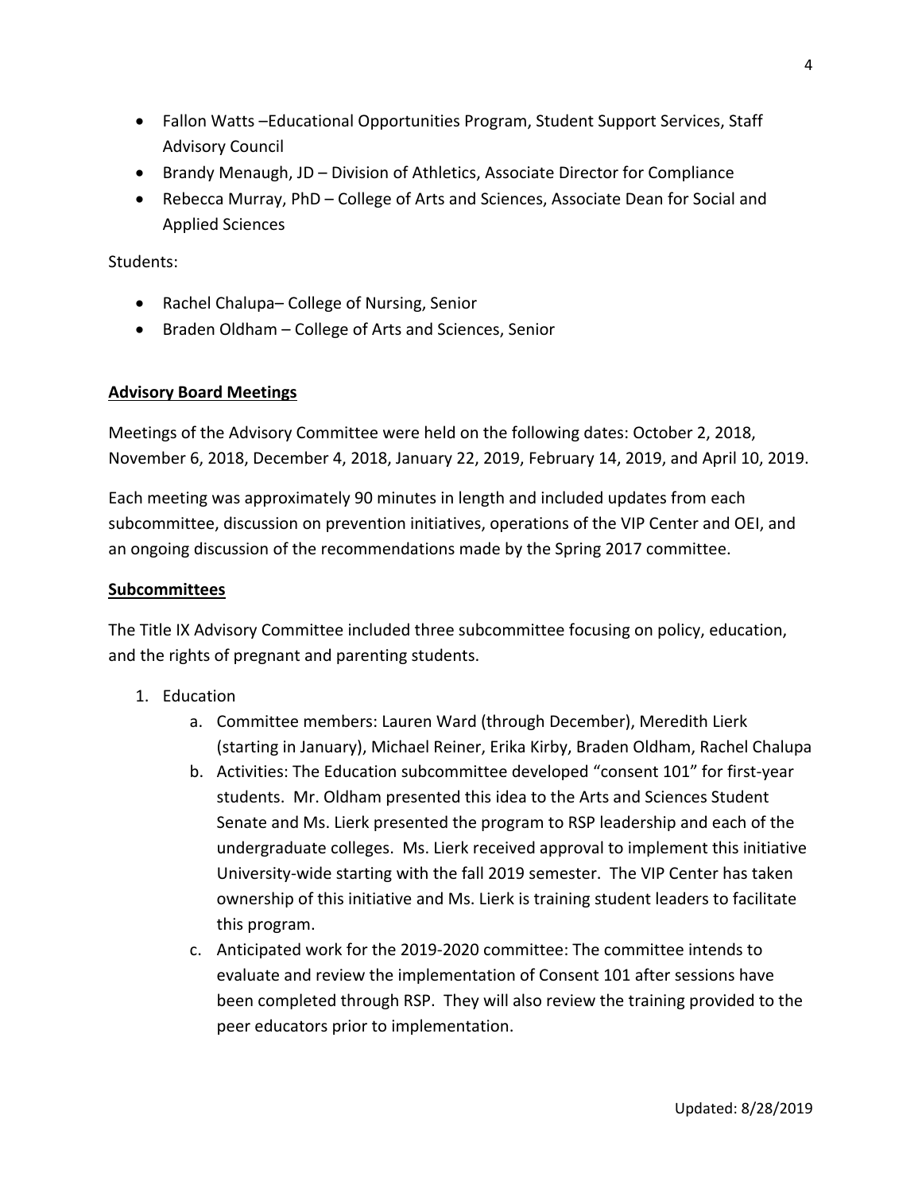- Fallon Watts –Educational Opportunities Program, Student Support Services, Staff Advisory Council
- Brandy Menaugh, JD – Division of Athletics, Associate Director for Compliance
- Rebecca Murray, PhD – College of Arts and Sciences, Associate Dean for Social and Applied Sciences

Students:

- Rachel Chalupa– College of Nursing, Senior
- Braden Oldham – College of Arts and Sciences, Senior

## Advisory Board Meetings

Meetings of the Advisory Committee were held on the following dates: October 2, 2018, November 6, 2018, December 4, 2018, January 22, 2019, February 14, 2019, and April 10, 2019.

Each meeting was approximately 90 minutes in length and included updates from each subcommittee, discussion on prevention initiatives, operations of the VIP Center and OEI, and an ongoing discussion of the recommendations made by the Spring 2017 committee.

## Subcommittees

The Title IX Advisory Committee included three subcommittee focusing on policy, education, and the rights of pregnant and parenting students.

1. Education
    a. Committee members: Lauren Ward (through December), Meredith Lierk (starting in January), Michael Reiner, Erika Kirby, Braden Oldham, Rachel Chalupa
    b. Activities: The Education subcommittee developed "consent 101" for first-year students. Mr. Oldham presented this idea to the Arts and Sciences Student Senate and Ms. Lierk presented the program to RSP leadership and each of the undergraduate colleges. Ms. Lierk received approval to implement this initiative University-wide starting with the fall 2019 semester. The VIP Center has taken ownership of this initiative and Ms. Lierk is training student leaders to facilitate this program.
    c. Anticipated work for the 2019-2020 committee: The committee intends to evaluate and review the implementation of Consent 101 after sessions have been completed through RSP. They will also review the training provided to the peer educators prior to implementation.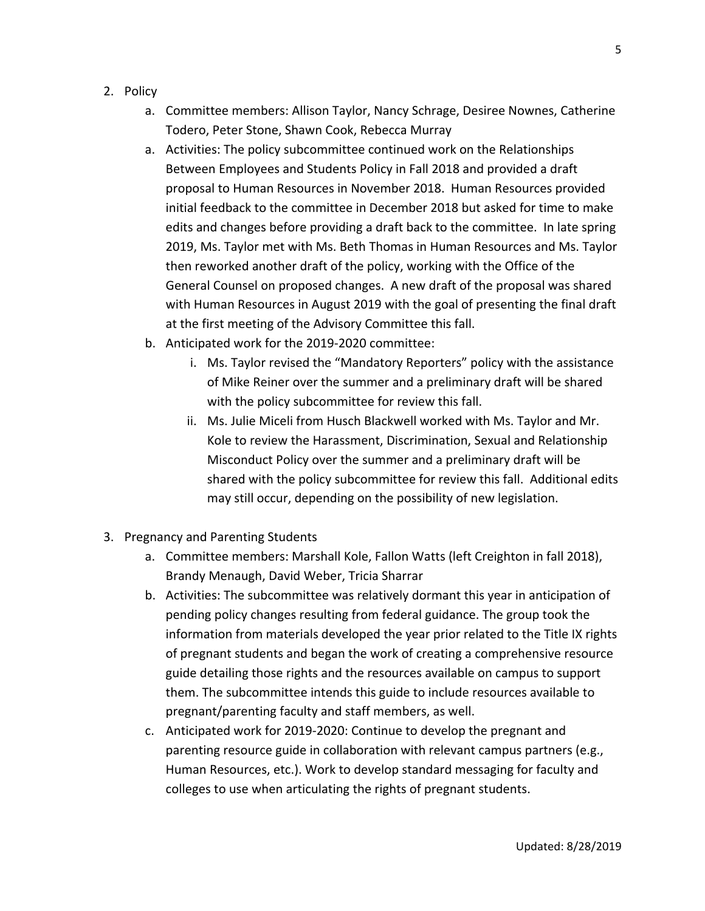2. Policy
    a. Committee members: Allison Taylor, Nancy Schrage, Desiree Nownes, Catherine Todero, Peter Stone, Shawn Cook, Rebecca Murray
    a. Activities: The policy subcommittee continued work on the Relationships Between Employees and Students Policy in Fall 2018 and provided a draft proposal to Human Resources in November 2018. Human Resources provided initial feedback to the committee in December 2018 but asked for time to make edits and changes before providing a draft back to the committee. In late spring 2019, Ms. Taylor met with Ms. Beth Thomas in Human Resources and Ms. Taylor then reworked another draft of the policy, working with the Office of the General Counsel on proposed changes. A new draft of the proposal was shared with Human Resources in August 2019 with the goal of presenting the final draft at the first meeting of the Advisory Committee this fall.
    b. Anticipated work for the 2019-2020 committee:
        i. Ms. Taylor revised the "Mandatory Reporters" policy with the assistance of Mike Reiner over the summer and a preliminary draft will be shared with the policy subcommittee for review this fall.
        ii. Ms. Julie Miceli from Husch Blackwell worked with Ms. Taylor and Mr. Kole to review the Harassment, Discrimination, Sexual and Relationship Misconduct Policy over the summer and a preliminary draft will be shared with the policy subcommittee for review this fall. Additional edits may still occur, depending on the possibility of new legislation.

3. Pregnancy and Parenting Students
    a. Committee members: Marshall Kole, Fallon Watts (left Creighton in fall 2018), Brandy Menaugh, David Weber, Tricia Sharrar
    b. Activities: The subcommittee was relatively dormant this year in anticipation of pending policy changes resulting from federal guidance. The group took the information from materials developed the year prior related to the Title IX rights of pregnant students and began the work of creating a comprehensive resource guide detailing those rights and the resources available on campus to support them. The subcommittee intends this guide to include resources available to pregnant/parenting faculty and staff members, as well.
    c. Anticipated work for 2019-2020: Continue to develop the pregnant and parenting resource guide in collaboration with relevant campus partners (e.g., Human Resources, etc.). Work to develop standard messaging for faculty and colleges to use when articulating the rights of pregnant students.

Updated: 8/28/2019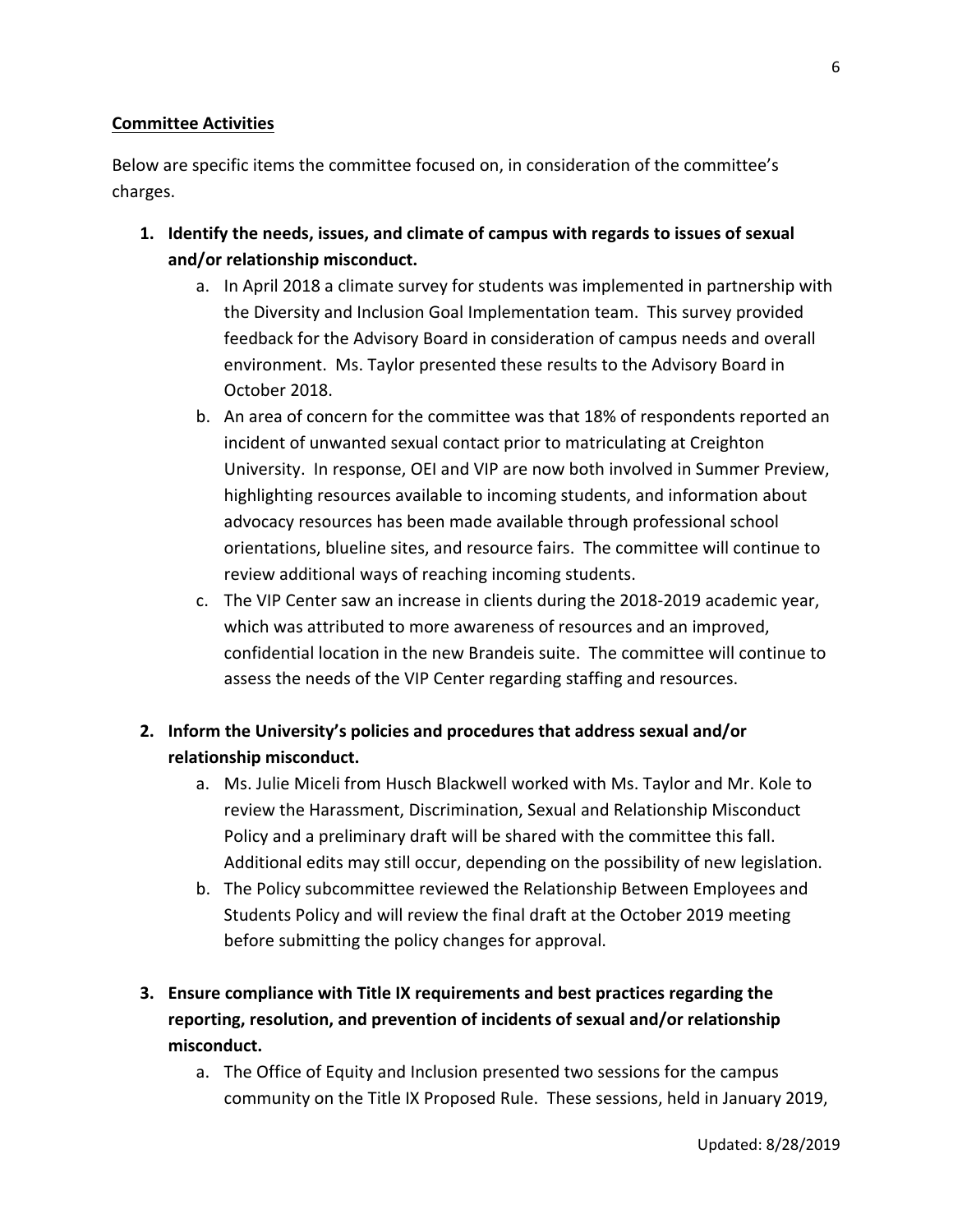**Committee Activities**

Below are specific items the committee focused on, in consideration of the committee's charges.

1. **Identify the needs, issues, and climate of campus with regards to issues of sexual and/or relationship misconduct.**
    a. In April 2018 a climate survey for students was implemented in partnership with the Diversity and Inclusion Goal Implementation team. This survey provided feedback for the Advisory Board in consideration of campus needs and overall environment. Ms. Taylor presented these results to the Advisory Board in October 2018.
    b. An area of concern for the committee was that 18% of respondents reported an incident of unwanted sexual contact prior to matriculating at Creighton University. In response, OEI and VIP are now both involved in Summer Preview, highlighting resources available to incoming students, and information about advocacy resources has been made available through professional school orientations, blueline sites, and resource fairs. The committee will continue to review additional ways of reaching incoming students.
    c. The VIP Center saw an increase in clients during the 2018-2019 academic year, which was attributed to more awareness of resources and an improved, confidential location in the new Brandeis suite. The committee will continue to assess the needs of the VIP Center regarding staffing and resources.

2. **Inform the University's policies and procedures that address sexual and/or relationship misconduct.**
    a. Ms. Julie Miceli from Husch Blackwell worked with Ms. Taylor and Mr. Kole to review the Harassment, Discrimination, Sexual and Relationship Misconduct Policy and a preliminary draft will be shared with the committee this fall. Additional edits may still occur, depending on the possibility of new legislation.
    b. The Policy subcommittee reviewed the Relationship Between Employees and Students Policy and will review the final draft at the October 2019 meeting before submitting the policy changes for approval.

3. **Ensure compliance with Title IX requirements and best practices regarding the reporting, resolution, and prevention of incidents of sexual and/or relationship misconduct.**
    a. The Office of Equity and Inclusion presented two sessions for the campus community on the Title IX Proposed Rule. These sessions, held in January 2019,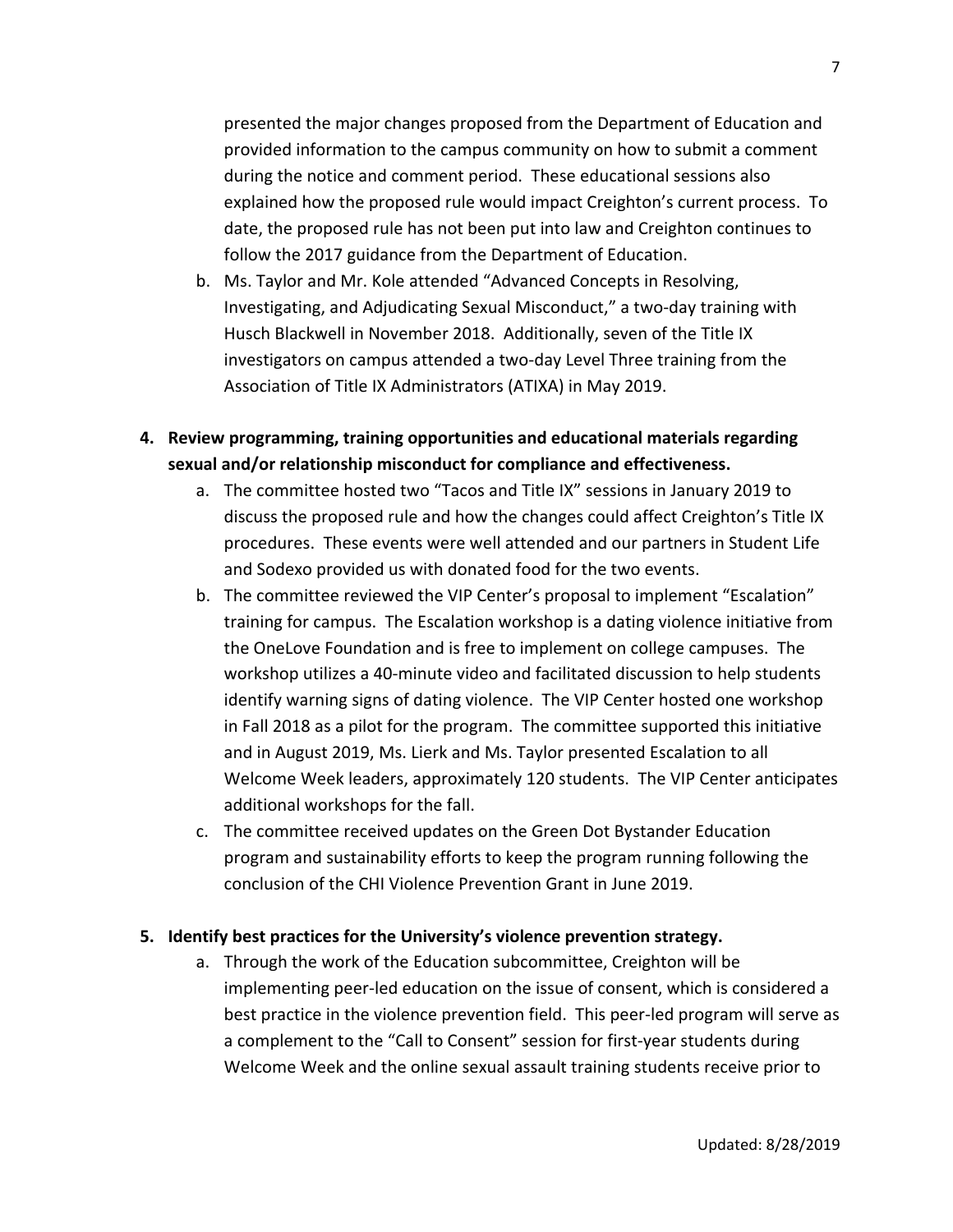presented the major changes proposed from the Department of Education and provided information to the campus community on how to submit a comment during the notice and comment period. These educational sessions also explained how the proposed rule would impact Creighton's current process. To date, the proposed rule has not been put into law and Creighton continues to follow the 2017 guidance from the Department of Education.

   b. Ms. Taylor and Mr. Kole attended "Advanced Concepts in Resolving, Investigating, and Adjudicating Sexual Misconduct," a two-day training with Husch Blackwell in November 2018. Additionally, seven of the Title IX investigators on campus attended a two-day Level Three training from the Association of Title IX Administrators (ATIXA) in May 2019.

4. **Review programming, training opportunities and educational materials regarding sexual and/or relationship misconduct for compliance and effectiveness.**
   a. The committee hosted two "Tacos and Title IX" sessions in January 2019 to discuss the proposed rule and how the changes could affect Creighton's Title IX procedures. These events were well attended and our partners in Student Life and Sodexo provided us with donated food for the two events.
   b. The committee reviewed the VIP Center's proposal to implement "Escalation" training for campus. The Escalation workshop is a dating violence initiative from the OneLove Foundation and is free to implement on college campuses. The workshop utilizes a 40-minute video and facilitated discussion to help students identify warning signs of dating violence. The VIP Center hosted one workshop in Fall 2018 as a pilot for the program. The committee supported this initiative and in August 2019, Ms. Lierk and Ms. Taylor presented Escalation to all Welcome Week leaders, approximately 120 students. The VIP Center anticipates additional workshops for the fall.
   c. The committee received updates on the Green Dot Bystander Education program and sustainability efforts to keep the program running following the conclusion of the CHI Violence Prevention Grant in June 2019.

5. **Identify best practices for the University's violence prevention strategy.**
   a. Through the work of the Education subcommittee, Creighton will be implementing peer-led education on the issue of consent, which is considered a best practice in the violence prevention field. This peer-led program will serve as a complement to the "Call to Consent" session for first-year students during Welcome Week and the online sexual assault training students receive prior to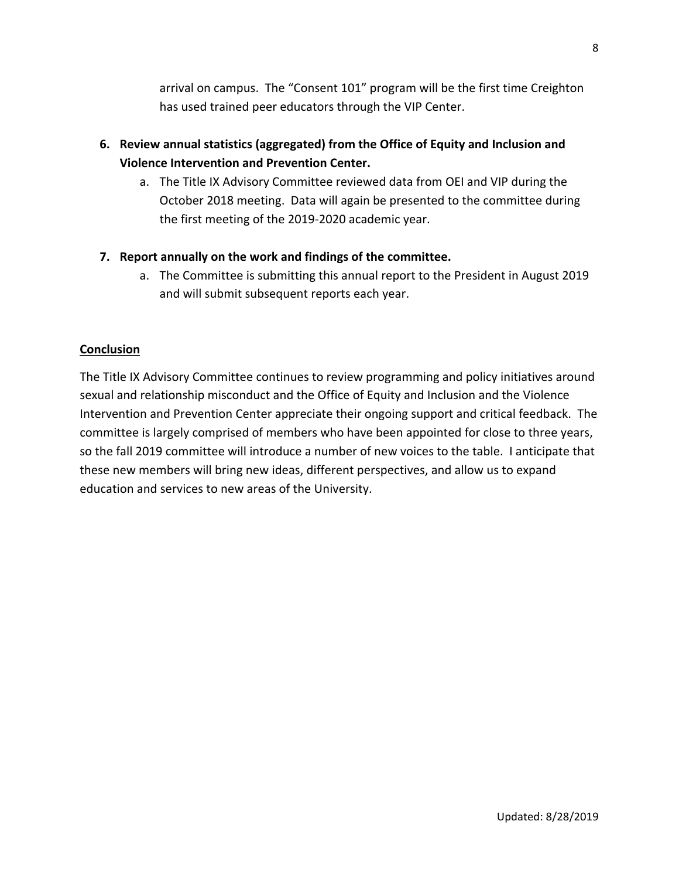arrival on campus. The “Consent 101” program will be the first time Creighton has used trained peer educators through the VIP Center.

6. **Review annual statistics (aggregated) from the Office of Equity and Inclusion and Violence Intervention and Prevention Center.**
    a. The Title IX Advisory Committee reviewed data from OEI and VIP during the October 2018 meeting. Data will again be presented to the committee during the first meeting of the 2019-2020 academic year.

7. **Report annually on the work and findings of the committee.**
    a. The Committee is submitting this annual report to the President in August 2019 and will submit subsequent reports each year.

**<u>Conclusion</u>**

The Title IX Advisory Committee continues to review programming and policy initiatives around sexual and relationship misconduct and the Office of Equity and Inclusion and the Violence Intervention and Prevention Center appreciate their ongoing support and critical feedback. The committee is largely comprised of members who have been appointed for close to three years, so the fall 2019 committee will introduce a number of new voices to the table. I anticipate that these new members will bring new ideas, different perspectives, and allow us to expand education and services to new areas of the University.

Updated: 8/28/2019